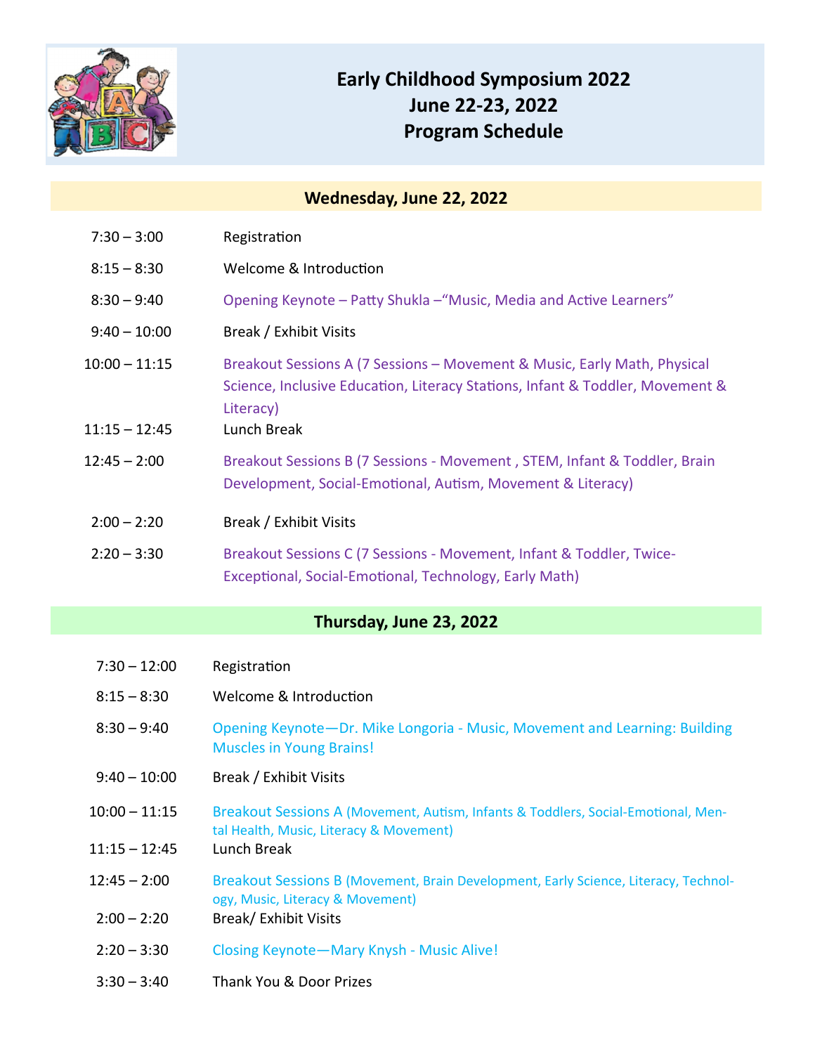# Early Childhood Symposium 2022
# June 22-23, 2022
# Program Schedule

## Wednesday, June 22, 2022

| Time | Event |
|---|---|
| 7:30 – 3:00 | Registration |
| 8:15 – 8:30 | Welcome & Introduction |
| 8:30 – 9:40 | Opening Keynote – Patty Shukla –"Music, Media and Active Learners" |
| 9:40 – 10:00 | Break / Exhibit Visits |
| 10:00 – 11:15 | Breakout Sessions A (7 Sessions – Movement & Music, Early Math, Physical Science, Inclusive Education, Literacy Stations, Infant & Toddler, Movement & Literacy) |
| 11:15 – 12:45 | Lunch Break |
| 12:45 – 2:00 | Breakout Sessions B (7 Sessions - Movement , STEM, Infant & Toddler, Brain Development, Social-Emotional, Autism, Movement & Literacy) |
| 2:00 – 2:20 | Break / Exhibit Visits |
| 2:20 – 3:30 | Breakout Sessions C (7 Sessions - Movement, Infant & Toddler, Twice-Exceptional, Social-Emotional, Technology, Early Math) |

## Thursday, June 23, 2022

| Time | Event |
|---|---|
| 7:30 – 12:00 | Registration |
| 8:15 – 8:30 | Welcome & Introduction |
| 8:30 – 9:40 | Opening Keynote—Dr. Mike Longoria - Music, Movement and Learning: Building Muscles in Young Brains! |
| 9:40 – 10:00 | Break / Exhibit Visits |
| 10:00 – 11:15 | Breakout Sessions A (Movement, Autism, Infants & Toddlers, Social-Emotional, Mental Health, Music, Literacy & Movement) |
| 11:15 – 12:45 | Lunch Break |
| 12:45 – 2:00 | Breakout Sessions B (Movement, Brain Development, Early Science, Literacy, Technology, Music, Literacy & Movement) |
| 2:00 – 2:20 | Break/ Exhibit Visits |
| 2:20 – 3:30 | Closing Keynote—Mary Knysh - Music Alive! |
| 3:30 – 3:40 | Thank You & Door Prizes |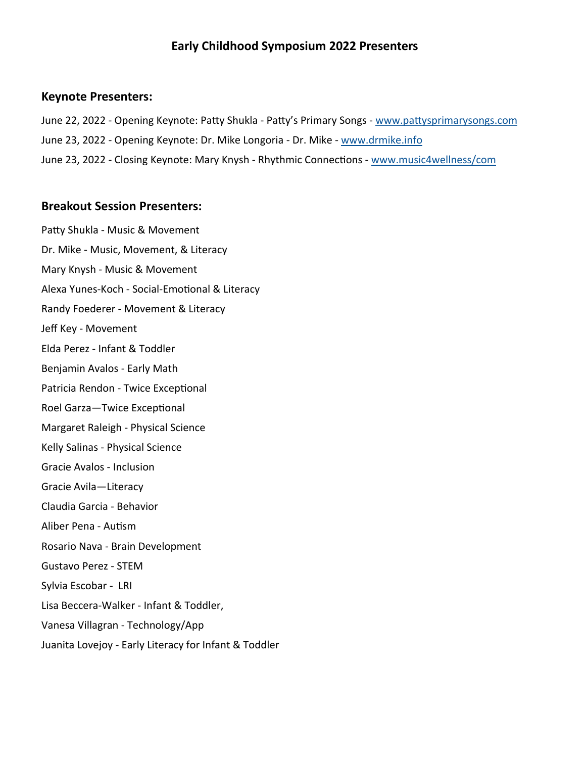# Early Childhood Symposium 2022 Presenters

## Keynote Presenters:

June 22, 2022 - Opening Keynote: Patty Shukla - Patty's Primary Songs - www.pattysprimarysongs.com

June 23, 2022 - Opening Keynote: Dr. Mike Longoria - Dr. Mike - www.drmike.info

June 23, 2022 - Closing Keynote: Mary Knysh - Rhythmic Connections - www.music4wellness/com

## Breakout Session Presenters:

Patty Shukla - Music & Movement

Dr. Mike - Music, Movement, & Literacy

Mary Knysh - Music & Movement

Alexa Yunes-Koch - Social-Emotional & Literacy

Randy Foederer - Movement & Literacy

Jeff Key - Movement

Elda Perez - Infant & Toddler

Benjamin Avalos - Early Math

Patricia Rendon - Twice Exceptional

Roel Garza—Twice Exceptional

Margaret Raleigh - Physical Science

Kelly Salinas - Physical Science

Gracie Avalos - Inclusion

Gracie Avila—Literacy

Claudia Garcia - Behavior

Aliber Pena - Autism

Rosario Nava - Brain Development

Gustavo Perez - STEM

Sylvia Escobar - LRI

Lisa Beccera-Walker - Infant & Toddler,

Vanesa Villagran - Technology/App

Juanita Lovejoy - Early Literacy for Infant & Toddler